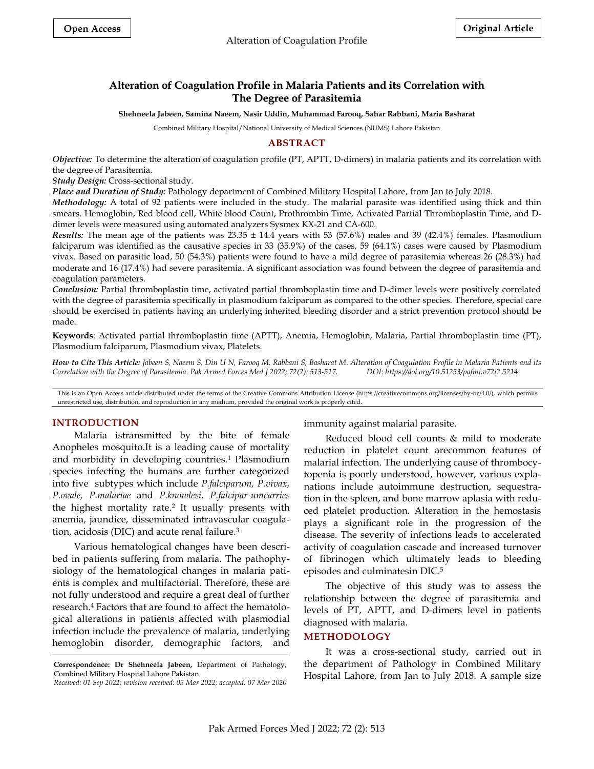Open Access

Original Article

# Alteration of Coagulation Profile in Malaria Patients and its Correlation with The Degree of Parasitemia

**Shehneela Jabeen, Samina Naeem, Nasir Uddin, Muhammad Farooq, Sahar Rabbani, Maria Basharat**

Combined Military Hospital/National University of Medical Sciences (NUMS) Lahore Pakistan

## ABSTRACT

***Objective:*** To determine the alteration of coagulation profile (PT, APTT, D-dimers) in malaria patients and its correlation with the degree of Parasitemia.

***Study Design:*** Cross-sectional study.

***Place and Duration of Study:*** Pathology department of Combined Military Hospital Lahore, from Jan to July 2018.

***Methodology:*** A total of 92 patients were included in the study. The malarial parasite was identified using thick and thin smears. Hemoglobin, Red blood cell, White blood Count, Prothrombin Time, Activated Partial Thromboplastin Time, and D-dimer levels were measured using automated analyzers Sysmex KX-21 and CA-600.

***Results:*** The mean age of the patients was 23.35 ± 14.4 years with 53 (57.6%) males and 39 (42.4%) females. Plasmodium falciparum was identified as the causative species in 33 (35.9%) of the cases, 59 (64.1%) cases were caused by Plasmodium vivax. Based on parasitic load, 50 (54.3%) patients were found to have a mild degree of parasitemia whereas 26 (28.3%) had moderate and 16 (17.4%) had severe parasitemia. A significant association was found between the degree of parasitemia and coagulation parameters.

***Conclusion:*** Partial thromboplastin time, activated partial thromboplastin time and D-dimer levels were positively correlated with the degree of parasitemia specifically in plasmodium falciparum as compared to the other species. Therefore, special care should be exercised in patients having an underlying inherited bleeding disorder and a strict prevention protocol should be made.

**Keywords**: Activated partial thromboplastin time (APTT), Anemia, Hemoglobin, Malaria, Partial thromboplastin time (PT), Plasmodium falciparum, Plasmodium vivax, Platelets.

***How to Cite This Article:*** *Jabeen S, Naeem S, Din U N, Farooq M, Rabbani S, Basharat M. Alteration of Coagulation Profile in Malaria Patients and its Correlation with the Degree of Parasitemia. Pak Armed Forces Med J 2022; 72(2): 513-517. DOI: https://doi.org/10.51253/pafmj.v72i2.5214*

This is an Open Access article distributed under the terms of the Creative Commons Attribution License (https://creativecommons.org/licenses/by-nc/4.0/), which permits unrestricted use, distribution, and reproduction in any medium, provided the original work is properly cited.

## INTRODUCTION

Malaria istransmitted by the bite of female Anopheles mosquito.It is a leading cause of mortality and morbidity in developing countries.[1] Plasmodium species infecting the humans are further categorized into five subtypes which include *P.falciparum, P.vivax, P.ovale, P.malariae* and *P.knowlesi*. *P.falcipar-umcarries* the highest mortality rate.[2] It usually presents with anemia, jaundice, disseminated intravascular coagulation, acidosis (DIC) and acute renal failure.[3]

Various hematological changes have been described in patients suffering from malaria. The pathophysiology of the hematological changes in malaria patients is complex and multifactorial. Therefore, these are not fully understood and require a great deal of further research.[4] Factors that are found to affect the hematological alterations in patients affected with plasmodial infection include the prevalence of malaria, underlying hemoglobin disorder, demographic factors, and immunity against malarial parasite.

Reduced blood cell counts & mild to moderate reduction in platelet count arecommon features of malarial infection. The underlying cause of thrombocytopenia is poorly understood, however, various explanations include autoimmune destruction, sequestration in the spleen, and bone marrow aplasia with reduced platelet production. Alteration in the hemostasis plays a significant role in the progression of the disease. The severity of infections leads to accelerated activity of coagulation cascade and increased turnover of fibrinogen which ultimately leads to bleeding episodes and culminatesin DIC.[5]

The objective of this study was to assess the relationship between the degree of parasitemia and levels of PT, APTT, and D-dimers level in patients diagnosed with malaria.

## METHODOLOGY

It was a cross-sectional study, carried out in the department of Pathology in Combined Military Hospital Lahore, from Jan to July 2018. A sample size

**Correspondence: Dr Shehneela Jabeen,** Department of Pathology, Combined Military Hospital Lahore Pakistan

*Received: 01 Sep 2022; revision received: 05 Mar 2022; accepted: 07 Mar 2020*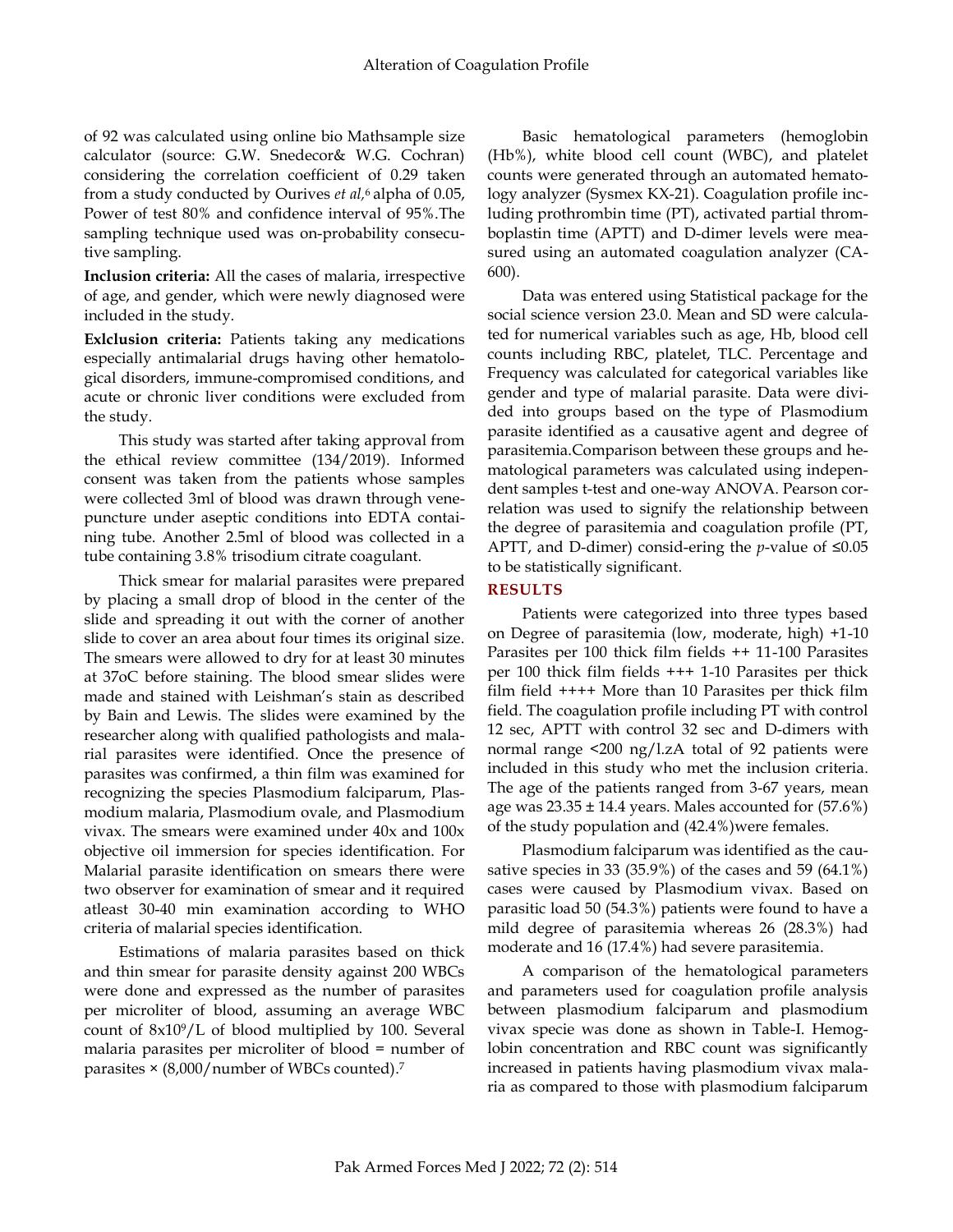of 92 was calculated using online bio Mathsample size calculator (source: G.W. Snedecor& W.G. Cochran) considering the correlation coefficient of 0.29 taken from a study conducted by Ourives *et al,*[6] alpha of 0.05, Power of test 80% and confidence interval of 95%.The sampling technique used was on-probability consecutive sampling.

**Inclusion criteria:** All the cases of malaria, irrespective of age, and gender, which were newly diagnosed were included in the study.

**Exlclusion criteria:** Patients taking any medications especially antimalarial drugs having other hematological disorders, immune-compromised conditions, and acute or chronic liver conditions were excluded from the study.

This study was started after taking approval from the ethical review committee (134/2019). Informed consent was taken from the patients whose samples were collected 3ml of blood was drawn through venepuncture under aseptic conditions into EDTA containing tube. Another 2.5ml of blood was collected in a tube containing 3.8% trisodium citrate coagulant.

Thick smear for malarial parasites were prepared by placing a small drop of blood in the center of the slide and spreading it out with the corner of another slide to cover an area about four times its original size. The smears were allowed to dry for at least 30 minutes at 37oC before staining. The blood smear slides were made and stained with Leishman's stain as described by Bain and Lewis. The slides were examined by the researcher along with qualified pathologists and malarial parasites were identified. Once the presence of parasites was confirmed, a thin film was examined for recognizing the species Plasmodium falciparum, Plasmodium malaria, Plasmodium ovale, and Plasmodium vivax. The smears were examined under 40x and 100x objective oil immersion for species identification. For Malarial parasite identification on smears there were two observer for examination of smear and it required atleast 30-40 min examination according to WHO criteria of malarial species identification.

Estimations of malaria parasites based on thick and thin smear for parasite density against 200 WBCs were done and expressed as the number of parasites per microliter of blood, assuming an average WBC count of $8x10^9$/L of blood multiplied by 100. Several malaria parasites per microliter of blood = number of parasites × (8,000/number of WBCs counted).[7]

Basic hematological parameters (hemoglobin (Hb%), white blood cell count (WBC), and platelet counts were generated through an automated hematology analyzer (Sysmex KX-21). Coagulation profile including prothrombin time (PT), activated partial thromboplastin time (APTT) and D-dimer levels were measured using an automated coagulation analyzer (CA-600).

Data was entered using Statistical package for the social science version 23.0. Mean and SD were calculated for numerical variables such as age, Hb, blood cell counts including RBC, platelet, TLC. Percentage and Frequency was calculated for categorical variables like gender and type of malarial parasite. Data were divided into groups based on the type of Plasmodium parasite identified as a causative agent and degree of parasitemia.Comparison between these groups and hematological parameters was calculated using independent samples t-test and one-way ANOVA. Pearson correlation was used to signify the relationship between the degree of parasitemia and coagulation profile (PT, APTT, and D-dimer) consid-ering the *p*-value of ≤0.05 to be statistically significant.

## RESULTS

Patients were categorized into three types based on Degree of parasitemia (low, moderate, high) +1-10 Parasites per 100 thick film fields ++ 11-100 Parasites per 100 thick film fields +++ 1-10 Parasites per thick film field ++++ More than 10 Parasites per thick film field. The coagulation profile including PT with control 12 sec, APTT with control 32 sec and D-dimers with normal range <200 ng/l.zA total of 92 patients were included in this study who met the inclusion criteria. The age of the patients ranged from 3-67 years, mean age was 23.35 ± 14.4 years. Males accounted for (57.6%) of the study population and (42.4%)were females.

Plasmodium falciparum was identified as the causative species in 33 (35.9%) of the cases and 59 (64.1%) cases were caused by Plasmodium vivax. Based on parasitic load 50 (54.3%) patients were found to have a mild degree of parasitemia whereas 26 (28.3%) had moderate and 16 (17.4%) had severe parasitemia.

A comparison of the hematological parameters and parameters used for coagulation profile analysis between plasmodium falciparum and plasmodium vivax specie was done as shown in Table-I. Hemoglobin concentration and RBC count was significantly increased in patients having plasmodium vivax malaria as compared to those with plasmodium falciparum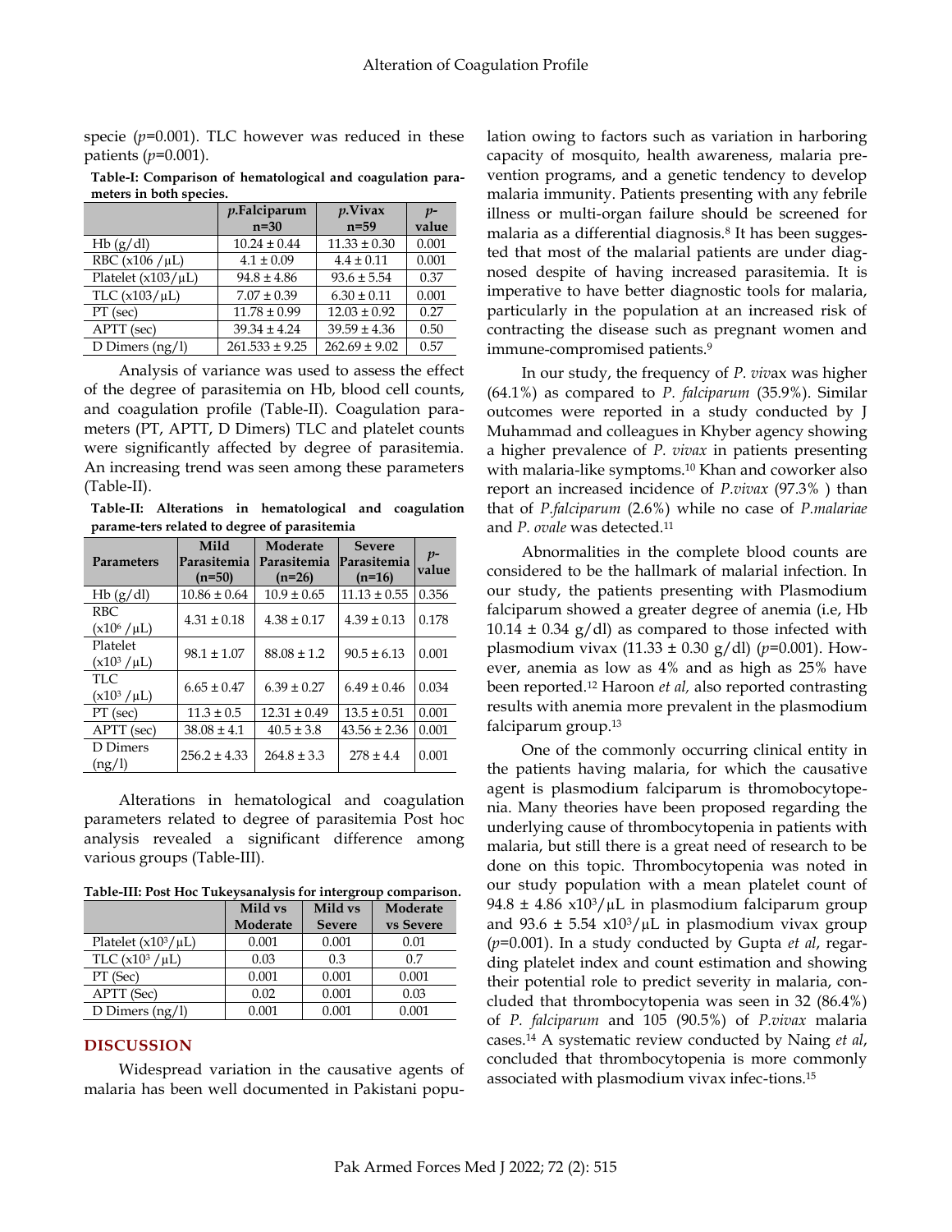specie ($p$=0.001). TLC however was reduced in these patients ($p$=0.001).

**Table-I: Comparison of hematological and coagulation parameters in both species.**

| | *p*.Falciparum n=30 | *p*.Vivax n=59 | *p*-value |
|---|---|---|---|
| Hb (g/dl) | 10.24 ± 0.44 | 11.33 ± 0.30 | 0.001 |
| RBC (x106 /μL) | 4.1 ± 0.09 | 4.4 ± 0.11 | 0.001 |
| Platelet (x103/μL) | 94.8 ± 4.86 | 93.6 ± 5.54 | 0.37 |
| TLC (x103/μL) | 7.07 ± 0.39 | 6.30 ± 0.11 | 0.001 |
| PT (sec) | 11.78 ± 0.99 | 12.03 ± 0.92 | 0.27 |
| APTT (sec) | 39.34 ± 4.24 | 39.59 ± 4.36 | 0.50 |
| D Dimers (ng/l) | 261.533 ± 9.25 | 262.69 ± 9.02 | 0.57 |

Analysis of variance was used to assess the effect of the degree of parasitemia on Hb, blood cell counts, and coagulation profile (Table-II). Coagulation parameters (PT, APTT, D Dimers) TLC and platelet counts were significantly affected by degree of parasitemia. An increasing trend was seen among these parameters (Table-II).

**Table-II: Alterations in hematological and coagulation parame-ters related to degree of parasitemia**

| Parameters | Mild Parasitemia (n=50) | Moderate Parasitemia (n=26) | Severe Parasitemia (n=16) | *p*-value |
|---|---|---|---|---|
| Hb (g/dl) | 10.86 ± 0.64 | 10.9 ± 0.65 | 11.13 ± 0.55 | 0.356 |
| RBC ($x10^6$ /μL) | 4.31 ± 0.18 | 4.38 ± 0.17 | 4.39 ± 0.13 | 0.178 |
| Platelet ($x10^3$ /μL) | 98.1 ± 1.07 | 88.08 ± 1.2 | 90.5 ± 6.13 | 0.001 |
| TLC ($x10^3$ /μL) | 6.65 ± 0.47 | 6.39 ± 0.27 | 6.49 ± 0.46 | 0.034 |
| PT (sec) | 11.3 ± 0.5 | 12.31 ± 0.49 | 13.5 ± 0.51 | 0.001 |
| APTT (sec) | 38.08 ± 4.1 | 40.5 ± 3.8 | 43.56 ± 2.36 | 0.001 |
| D Dimers (ng/l) | 256.2 ± 4.33 | 264.8 ± 3.3 | 278 ± 4.4 | 0.001 |

Alterations in hematological and coagulation parameters related to degree of parasitemia Post hoc analysis revealed a significant difference among various groups (Table-III).

**Table-III: Post Hoc Tukeysanalysis for intergroup comparison.**

| | Mild vs Moderate | Mild vs Severe | Moderate vs Severe |
|---|---|---|---|
| Platelet ($x10^3$/μL) | 0.001 | 0.001 | 0.01 |
| TLC ($x10^3$ /μL) | 0.03 | 0.3 | 0.7 |
| PT (Sec) | 0.001 | 0.001 | 0.001 |
| APTT (Sec) | 0.02 | 0.001 | 0.03 |
| D Dimers (ng/l) | 0.001 | 0.001 | 0.001 |

## DISCUSSION

Widespread variation in the causative agents of malaria has been well documented in Pakistani population owing to factors such as variation in harboring capacity of mosquito, health awareness, malaria prevention programs, and a genetic tendency to develop malaria immunity. Patients presenting with any febrile illness or multi-organ failure should be screened for malaria as a differential diagnosis.[8] It has been suggested that most of the malarial patients are under diagnosed despite of having increased parasitemia. It is imperative to have better diagnostic tools for malaria, particularly in the population at an increased risk of contracting the disease such as pregnant women and immune-compromised patients.[9]

In our study, the frequency of *P. viva*x was higher (64.1%) as compared to *P. falciparum* (35.9%). Similar outcomes were reported in a study conducted by J Muhammad and colleagues in Khyber agency showing a higher prevalence of *P. vivax* in patients presenting with malaria-like symptoms.[10] Khan and coworker also report an increased incidence of *P.vivax* (97.3% ) than that of *P.falciparum* (2.6%) while no case of *P.malariae* and *P. ovale* was detected.[11]

Abnormalities in the complete blood counts are considered to be the hallmark of malarial infection. In our study, the patients presenting with Plasmodium falciparum showed a greater degree of anemia (i.e, Hb 10.14 ± 0.34 g/dl) as compared to those infected with plasmodium vivax (11.33 ± 0.30 g/dl) ($p$=0.001). However, anemia as low as 4% and as high as 25% have been reported.[12] Haroon *et al,* also reported contrasting results with anemia more prevalent in the plasmodium falciparum group.[13]

One of the commonly occurring clinical entity in the patients having malaria, for which the causative agent is plasmodium falciparum is thrombocytopenia. Many theories have been proposed regarding the underlying cause of thrombocytopenia in patients with malaria, but still there is a great need of research to be done on this topic. Thrombocytopenia was noted in our study population with a mean platelet count of 94.8 ± 4.86 $x10^3$/μL in plasmodium falciparum group and 93.6 ± 5.54 $x10^3$/μL in plasmodium vivax group ($p$=0.001). In a study conducted by Gupta *et al*, regarding platelet index and count estimation and showing their potential role to predict severity in malaria, concluded that thrombocytopenia was seen in 32 (86.4%) of *P. falciparum* and 105 (90.5%) of *P.vivax* malaria cases.[14] A systematic review conducted by Naing *et al*, concluded that thrombocytopenia is more commonly associated with plasmodium vivax infec-tions.[15]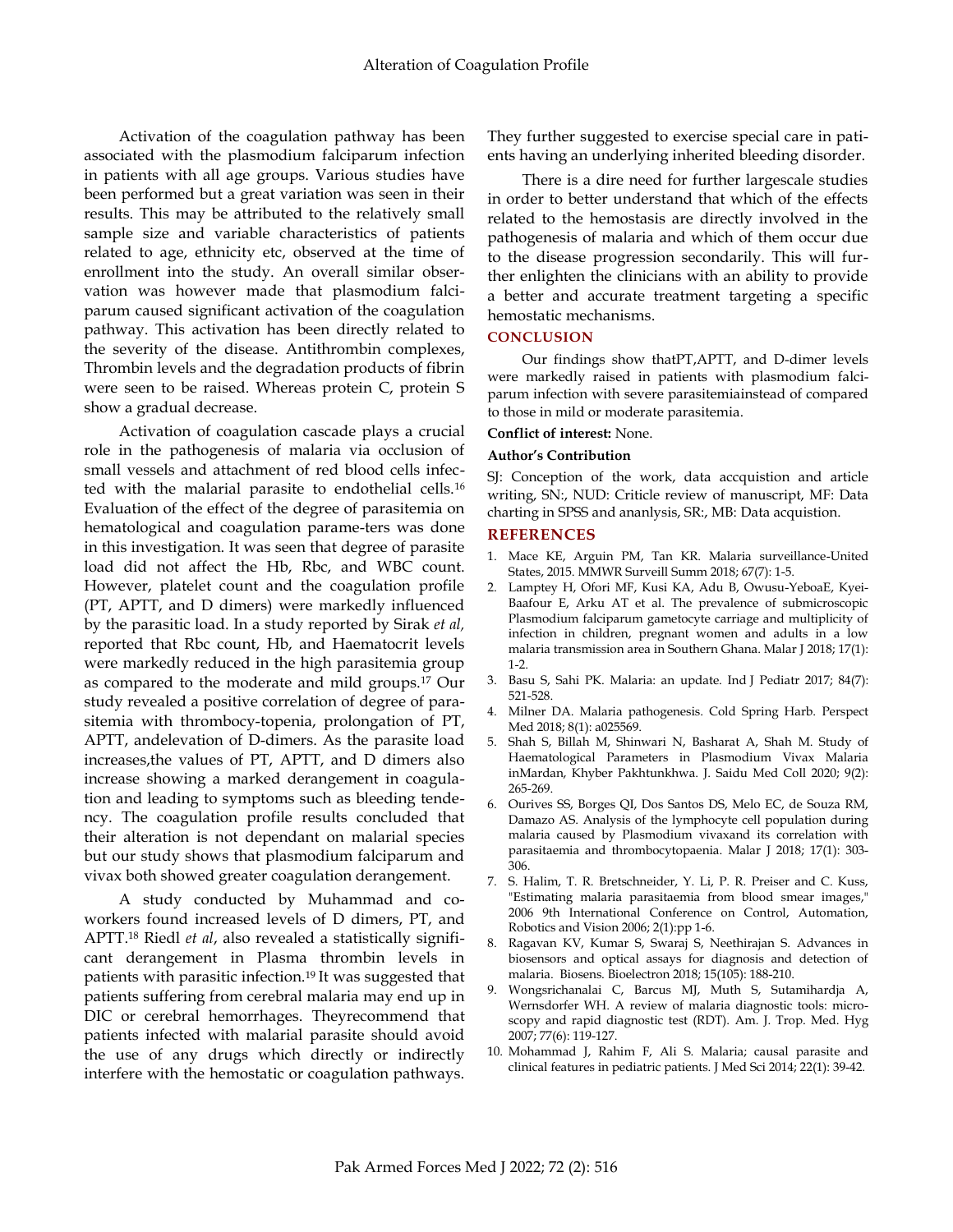Activation of the coagulation pathway has been associated with the plasmodium falciparum infection in patients with all age groups. Various studies have been performed but a great variation was seen in their results. This may be attributed to the relatively small sample size and variable characteristics of patients related to age, ethnicity etc, observed at the time of enrollment into the study. An overall similar observation was however made that plasmodium falciparum caused significant activation of the coagulation pathway. This activation has been directly related to the severity of the disease. Antithrombin complexes, Thrombin levels and the degradation products of fibrin were seen to be raised. Whereas protein C, protein S show a gradual decrease.

Activation of coagulation cascade plays a crucial role in the pathogenesis of malaria via occlusion of small vessels and attachment of red blood cells infected with the malarial parasite to endothelial cells.[16] Evaluation of the effect of the degree of parasitemia on hematological and coagulation parame-ters was done in this investigation. It was seen that degree of parasite load did not affect the Hb, Rbc, and WBC count. However, platelet count and the coagulation profile (PT, APTT, and D dimers) were markedly influenced by the parasitic load. In a study reported by Sirak *et al,* reported that Rbc count, Hb, and Haematocrit levels were markedly reduced in the high parasitemia group as compared to the moderate and mild groups.[17] Our study revealed a positive correlation of degree of parasitemia with thrombocy-topenia, prolongation of PT, APTT, andelevation of D-dimers. As the parasite load increases,the values of PT, APTT, and D dimers also increase showing a marked derangement in coagulation and leading to symptoms such as bleeding tendency. The coagulation profile results concluded that their alteration is not dependant on malarial species but our study shows that plasmodium falciparum and vivax both showed greater coagulation derangement.

A study conducted by Muhammad and coworkers found increased levels of D dimers, PT, and APTT.[18] Riedl *et al*, also revealed a statistically significant derangement in Plasma thrombin levels in patients with parasitic infection.[19] It was suggested that patients suffering from cerebral malaria may end up in DIC or cerebral hemorrhages. Theyrecommend that patients infected with malarial parasite should avoid the use of any drugs which directly or indirectly interfere with the hemostatic or coagulation pathways. They further suggested to exercise special care in patients having an underlying inherited bleeding disorder.

There is a dire need for further largescale studies in order to better understand that which of the effects related to the hemostasis are directly involved in the pathogenesis of malaria and which of them occur due to the disease progression secondarily. This will further enlighten the clinicians with an ability to provide a better and accurate treatment targeting a specific hemostatic mechanisms.

## CONCLUSION

Our findings show thatPT,APTT, and D-dimer levels were markedly raised in patients with plasmodium falciparum infection with severe parasitemiainstead of compared to those in mild or moderate parasitemia.

**Conflict of interest:** None.

**Author's Contribution**

SJ: Conception of the work, data accquistion and article writing, SN:, NUD: Criticle review of manuscript, MF: Data charting in SPSS and ananlysis, SR:, MB: Data acquistion.

## REFERENCES

1. Mace KE, Arguin PM, Tan KR. Malaria surveillance-United States, 2015. MMWR Surveill Summ 2018; 67(7): 1-5.
2. Lamptey H, Ofori MF, Kusi KA, Adu B, Owusu-YeboaE, Kyei-Baafour E, Arku AT et al. The prevalence of submicroscopic Plasmodium falciparum gametocyte carriage and multiplicity of infection in children, pregnant women and adults in a low malaria transmission area in Southern Ghana. Malar J 2018; 17(1): 1-2.
3. Basu S, Sahi PK. Malaria: an update. Ind J Pediatr 2017; 84(7): 521-528.
4. Milner DA. Malaria pathogenesis. Cold Spring Harb. Perspect Med 2018; 8(1): a025569.
5. Shah S, Billah M, Shinwari N, Basharat A, Shah M. Study of Haematological Parameters in Plasmodium Vivax Malaria inMardan, Khyber Pakhtunkhwa. J. Saidu Med Coll 2020; 9(2): 265-269.
6. Ourives SS, Borges QI, Dos Santos DS, Melo EC, de Souza RM, Damazo AS. Analysis of the lymphocyte cell population during malaria caused by Plasmodium vivaxand its correlation with parasitaemia and thrombocytopaenia. Malar J 2018; 17(1): 303-306.
7. S. Halim, T. R. Bretschneider, Y. Li, P. R. Preiser and C. Kuss, "Estimating malaria parasitaemia from blood smear images," 2006 9th International Conference on Control, Automation, Robotics and Vision 2006; 2(1):pp 1-6.
8. Ragavan KV, Kumar S, Swaraj S, Neethirajan S. Advances in biosensors and optical assays for diagnosis and detection of malaria. Biosens. Bioelectron 2018; 15(105): 188-210.
9. Wongsrichanalai C, Barcus MJ, Muth S, Sutamihardja A, Wernsdorfer WH. A review of malaria diagnostic tools: microscopy and rapid diagnostic test (RDT). Am. J. Trop. Med. Hyg 2007; 77(6): 119-127.
10. Mohammad J, Rahim F, Ali S. Malaria; causal parasite and clinical features in pediatric patients. J Med Sci 2014; 22(1): 39-42.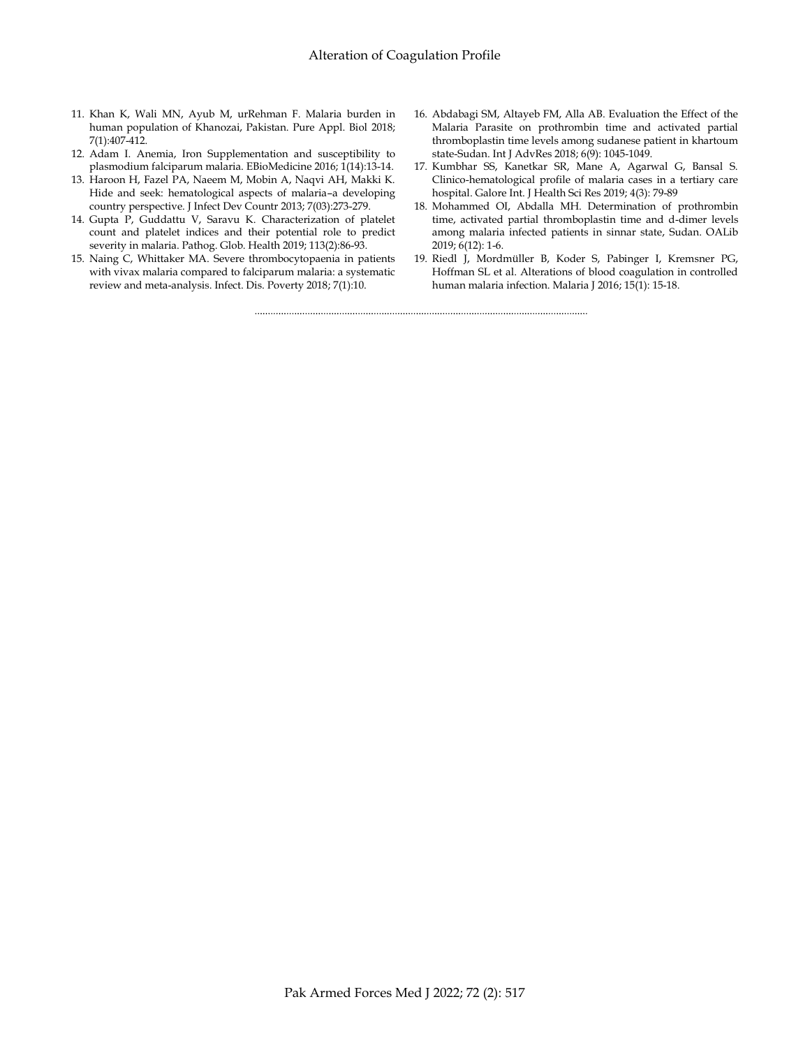11. Khan K, Wali MN, Ayub M, urRehman F. Malaria burden in human population of Khanozai, Pakistan. Pure Appl. Biol 2018; 7(1):407-412.
12. Adam I. Anemia, Iron Supplementation and susceptibility to plasmodium falciparum malaria. EBioMedicine 2016; 1(14):13-14.
13. Haroon H, Fazel PA, Naeem M, Mobin A, Naqvi AH, Makki K. Hide and seek: hematological aspects of malaria–a developing country perspective. J Infect Dev Countr 2013; 7(03):273-279.
14. Gupta P, Guddattu V, Saravu K. Characterization of platelet count and platelet indices and their potential role to predict severity in malaria. Pathog. Glob. Health 2019; 113(2):86-93.
15. Naing C, Whittaker MA. Severe thrombocytopaenia in patients with vivax malaria compared to falciparum malaria: a systematic review and meta-analysis. Infect. Dis. Poverty 2018; 7(1):10.
16. Abdabagi SM, Altayeb FM, Alla AB. Evaluation the Effect of the Malaria Parasite on prothrombin time and activated partial thromboplastin time levels among sudanese patient in khartoum state-Sudan. Int J AdvRes 2018; 6(9): 1045-1049.
17. Kumbhar SS, Kanetkar SR, Mane A, Agarwal G, Bansal S. Clinico-hematological profile of malaria cases in a tertiary care hospital. Galore Int. J Health Sci Res 2019; 4(3): 79-89
18. Mohammed OI, Abdalla MH. Determination of prothrombin time, activated partial thromboplastin time and d-dimer levels among malaria infected patients in sinnar state, Sudan. OALib 2019; 6(12): 1-6.
19. Riedl J, Mordmüller B, Koder S, Pabinger I, Kremsner PG, Hoffman SL et al. Alterations of blood coagulation in controlled human malaria infection. Malaria J 2016; 15(1): 15-18.